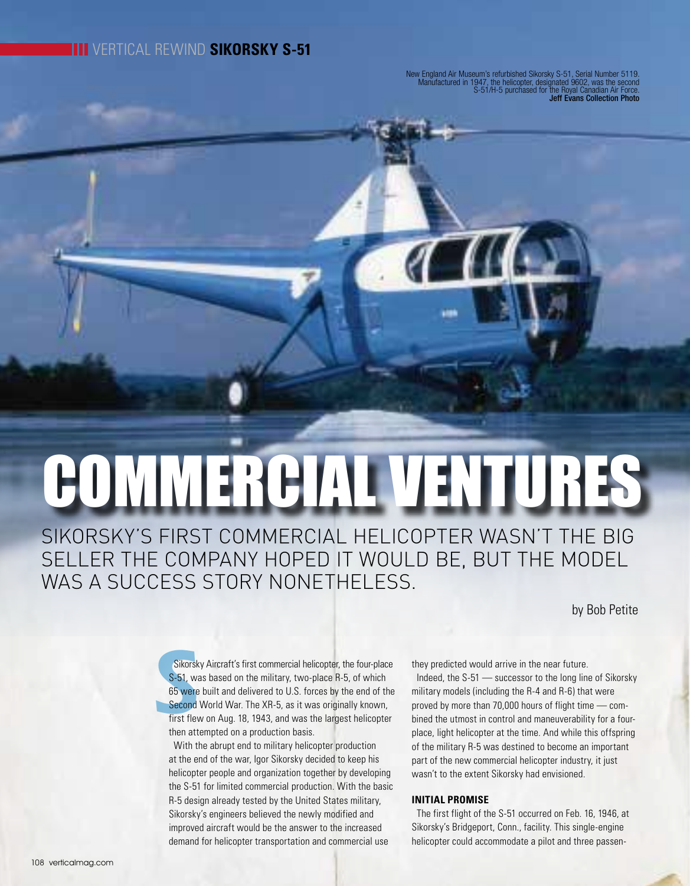New England Air Museum's refurbished Sikorsky S-51, Serial Number 5119. Manufactured in 1947, the helicopter, designated 9602, was the second S-51/H-5 purchased for the Royal Canadian Air Force. **Jeff Evans Collection Photo**

# COMMERCIAL VENTURES

## SIKORSKY'S FIRST COMMERCIAL HELICOPTER WASN'T THE BIG SELLER THE COMPANY HOPED IT WOULD BE, BUT THE MODEL WAS A SUCCESS STORY NONETHELESS.

by Bob Petite

Sikorsky Aircraft's first commercial helicopter, the four-place S-51, was based on the military, two-place R-5, of which 65 were built and delivered to U.S. forces by the end of the Second World War. The XR-5, as it was originally known, first flew on Aug. 18, 1943, and was the largest helicopter then attempted on a production basis.

With the abrupt end to military helicopter production at the end of the war, Igor Sikorsky decided to keep his helicopter people and organization together by developing the S-51 for limited commercial production. With the basic R-5 design already tested by the United States military, Sikorsky's engineers believed the newly modified and improved aircraft would be the answer to the increased demand for helicopter transportation and commercial use they predicted would arrive in the near future.

Indeed, the S-51 — successor to the long line of Sikorsky military models (including the R-4 and R-6) that were proved by more than 70,000 hours of flight time — combined the utmost in control and maneuverability for a four-place, light helicopter at the time. And while this offspring of the military R-5 was destined to become an important part of the new commercial helicopter industry, it just wasn't to the extent Sikorsky had envisioned.

### INITIAL PROMISE

The first flight of the S-51 occurred on Feb. 16, 1946, at Sikorsky's Bridgeport, Conn., facility. This single-engine helicopter could accommodate a pilot and three passen-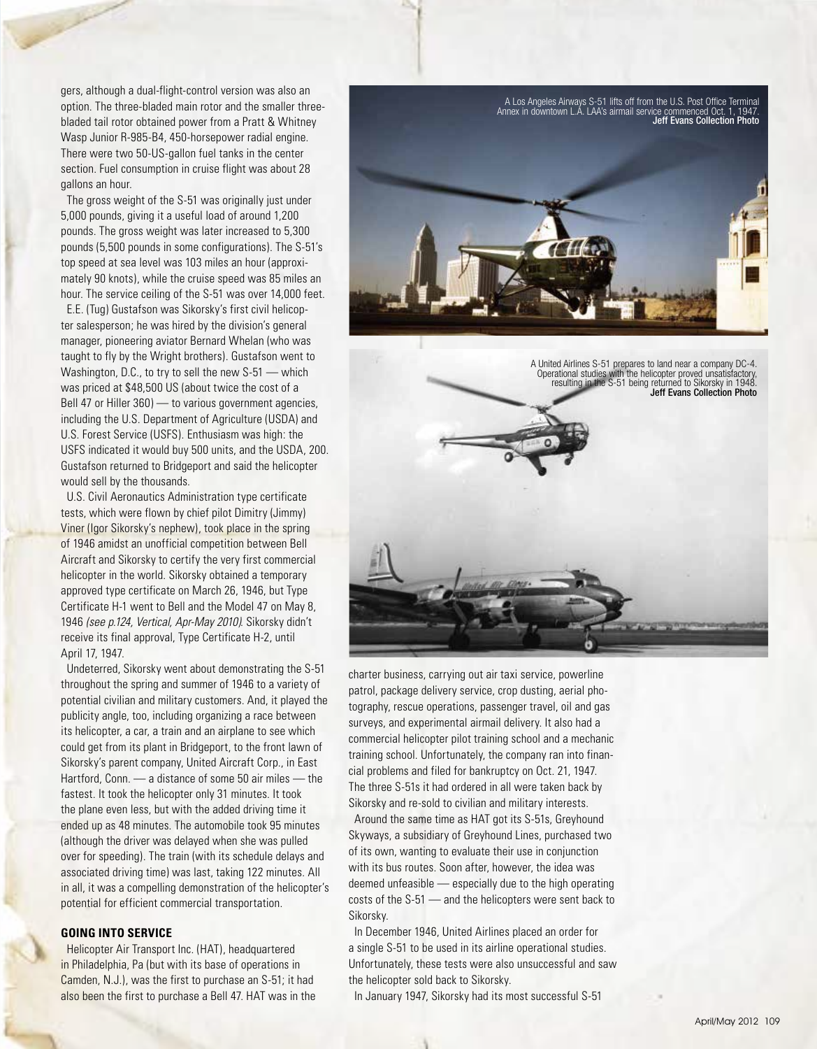gers, although a dual-flight-control version was also an option. The three-bladed main rotor and the smaller three-bladed tail rotor obtained power from a Pratt & Whitney Wasp Junior R-985-B4, 450-horsepower radial engine. There were two 50-US-gallon fuel tanks in the center section. Fuel consumption in cruise flight was about 28 gallons an hour.

The gross weight of the S-51 was originally just under 5,000 pounds, giving it a useful load of around 1,200 pounds. The gross weight was later increased to 5,300 pounds (5,500 pounds in some configurations). The S-51's top speed at sea level was 103 miles an hour (approximately 90 knots), while the cruise speed was 85 miles an hour. The service ceiling of the S-51 was over 14,000 feet.

E.E. (Tug) Gustafson was Sikorsky's first civil helicopter salesperson; he was hired by the division's general manager, pioneering aviator Bernard Whelan (who was taught to fly by the Wright brothers). Gustafson went to Washington, D.C., to try to sell the new S-51 — which was priced at $48,500 US (about twice the cost of a Bell 47 or Hiller 360) — to various government agencies, including the U.S. Department of Agriculture (USDA) and U.S. Forest Service (USFS). Enthusiasm was high: the USFS indicated it would buy 500 units, and the USDA, 200. Gustafson returned to Bridgeport and said the helicopter would sell by the thousands.

U.S. Civil Aeronautics Administration type certificate tests, which were flown by chief pilot Dimitry (Jimmy) Viner (Igor Sikorsky's nephew), took place in the spring of 1946 amidst an unofficial competition between Bell Aircraft and Sikorsky to certify the very first commercial helicopter in the world. Sikorsky obtained a temporary approved type certificate on March 26, 1946, but Type Certificate H-1 went to Bell and the Model 47 on May 8, 1946 *(see p.124, Vertical, Apr-May 2010)*. Sikorsky didn't receive its final approval, Type Certificate H-2, until April 17, 1947.

Undeterred, Sikorsky went about demonstrating the S-51 throughout the spring and summer of 1946 to a variety of potential civilian and military customers. And, it played the publicity angle, too, including organizing a race between its helicopter, a car, a train and an airplane to see which could get from its plant in Bridgeport, to the front lawn of Sikorsky's parent company, United Aircraft Corp., in East Hartford, Conn. — a distance of some 50 air miles — the fastest. It took the helicopter only 31 minutes. It took the plane even less, but with the added driving time it ended up as 48 minutes. The automobile took 95 minutes (although the driver was delayed when she was pulled over for speeding). The train (with its schedule delays and associated driving time) was last, taking 122 minutes. All in all, it was a compelling demonstration of the helicopter's potential for efficient commercial transportation.

## GOING INTO SERVICE

Helicopter Air Transport Inc. (HAT), headquartered in Philadelphia, Pa (but with its base of operations in Camden, N.J.), was the first to purchase an S-51; it had also been the first to purchase a Bell 47. HAT was in the charter business, carrying out air taxi service, powerline patrol, package delivery service, crop dusting, aerial photography, rescue operations, passenger travel, oil and gas surveys, and experimental airmail delivery. It also had a commercial helicopter pilot training school and a mechanic training school. Unfortunately, the company ran into financial problems and filed for bankruptcy on Oct. 21, 1947. The three S-51s it had ordered in all were taken back by Sikorsky and re-sold to civilian and military interests.

Around the same time as HAT got its S-51s, Greyhound Skyways, a subsidiary of Greyhound Lines, purchased two of its own, wanting to evaluate their use in conjunction with its bus routes. Soon after, however, the idea was deemed unfeasible — especially due to the high operating costs of the S-51 — and the helicopters were sent back to Sikorsky.

In December 1946, United Airlines placed an order for a single S-51 to be used in its airline operational studies. Unfortunately, these tests were also unsuccessful and saw the helicopter sold back to Sikorsky.

In January 1947, Sikorsky had its most successful S-51

A Los Angeles Airways S-51 lifts off from the U.S. Post Office Terminal Annex in downtown L.A. LAA's airmail service commenced Oct. 1, 1947. **Jeff Evans Collection Photo**

A United Airlines S-51 prepares to land near a company DC-4. Operational studies with the helicopter proved unsatisfactory, resulting in the S-51 being returned to Sikorsky in 1948. **Jeff Evans Collection Photo**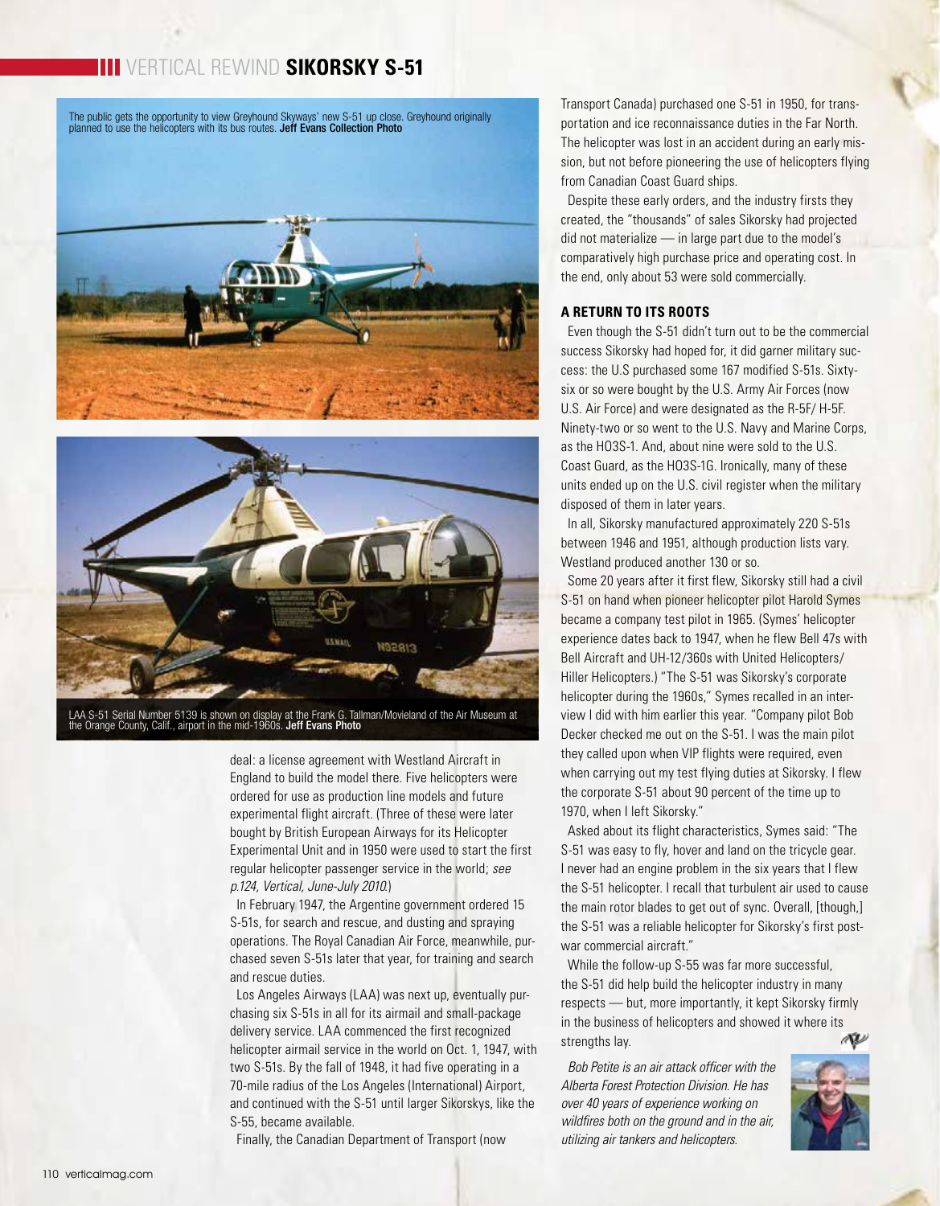The public gets the opportunity to view Greyhound Skyways' new S-51 up close. Greyhound originally planned to use the helicopters with its bus routes. **Jeff Evans Collection Photo**

LAA S-51 Serial Number 5139 is shown on display at the Frank G. Tallman/Movieland of the Air Museum at the Orange County, Calif., airport in the mid-1960s. **Jeff Evans Photo**

deal: a license agreement with Westland Aircraft in England to build the model there. Five helicopters were ordered for use as production line models and future experimental flight aircraft. (Three of these were later bought by British European Airways for its Helicopter Experimental Unit and in 1950 were used to start the first regular helicopter passenger service in the world; *see p.124, Vertical, June-July 2010*.)

In February 1947, the Argentine government ordered 15 S-51s, for search and rescue, and dusting and spraying operations. The Royal Canadian Air Force, meanwhile, purchased seven S-51s later that year, for training and search and rescue duties.

Los Angeles Airways (LAA) was next up, eventually purchasing six S-51s in all for its airmail and small-package delivery service. LAA commenced the first recognized helicopter airmail service in the world on Oct. 1, 1947, with two S-51s. By the fall of 1948, it had five operating in a 70-mile radius of the Los Angeles (International) Airport, and continued with the S-51 until larger Sikorskys, like the S-55, became available.

Finally, the Canadian Department of Transport (now Transport Canada) purchased one S-51 in 1950, for transportation and ice reconnaissance duties in the Far North. The helicopter was lost in an accident during an early mission, but not before pioneering the use of helicopters flying from Canadian Coast Guard ships.

Despite these early orders, and the industry firsts they created, the "thousands" of sales Sikorsky had projected did not materialize — in large part due to the model's comparatively high purchase price and operating cost. In the end, only about 53 were sold commercially.

### A RETURN TO ITS ROOTS

Even though the S-51 didn't turn out to be the commercial success Sikorsky had hoped for, it did garner military success: the U.S purchased some 167 modified S-51s. Sixty-six or so were bought by the U.S. Army Air Forces (now U.S. Air Force) and were designated as the R-5F/ H-5F. Ninety-two or so went to the U.S. Navy and Marine Corps, as the HO3S-1. And, about nine were sold to the U.S. Coast Guard, as the HO3S-1G. Ironically, many of these units ended up on the U.S. civil register when the military disposed of them in later years.

In all, Sikorsky manufactured approximately 220 S-51s between 1946 and 1951, although production lists vary. Westland produced another 130 or so.

Some 20 years after it first flew, Sikorsky still had a civil S-51 on hand when pioneer helicopter pilot Harold Symes became a company test pilot in 1965. (Symes' helicopter experience dates back to 1947, when he flew Bell 47s with Bell Aircraft and UH-12/360s with United Helicopters/Hiller Helicopters.) "The S-51 was Sikorsky's corporate helicopter during the 1960s," Symes recalled in an interview I did with him earlier this year. "Company pilot Bob Decker checked me out on the S-51. I was the main pilot they called upon when VIP flights were required, even when carrying out my test flying duties at Sikorsky. I flew the corporate S-51 about 90 percent of the time up to 1970, when I left Sikorsky."

Asked about its flight characteristics, Symes said: "The S-51 was easy to fly, hover and land on the tricycle gear. I never had an engine problem in the six years that I flew the S-51 helicopter. I recall that turbulent air used to cause the main rotor blades to get out of sync. Overall, [though,] the S-51 was a reliable helicopter for Sikorsky's first post-war commercial aircraft."

While the follow-up S-55 was far more successful, the S-51 did help build the helicopter industry in many respects — but, more importantly, it kept Sikorsky firmly in the business of helicopters and showed it where its strengths lay.

*Bob Petite is an air attack officer with the Alberta Forest Protection Division. He has over 40 years of experience working on wildfires both on the ground and in the air, utilizing air tankers and helicopters.*